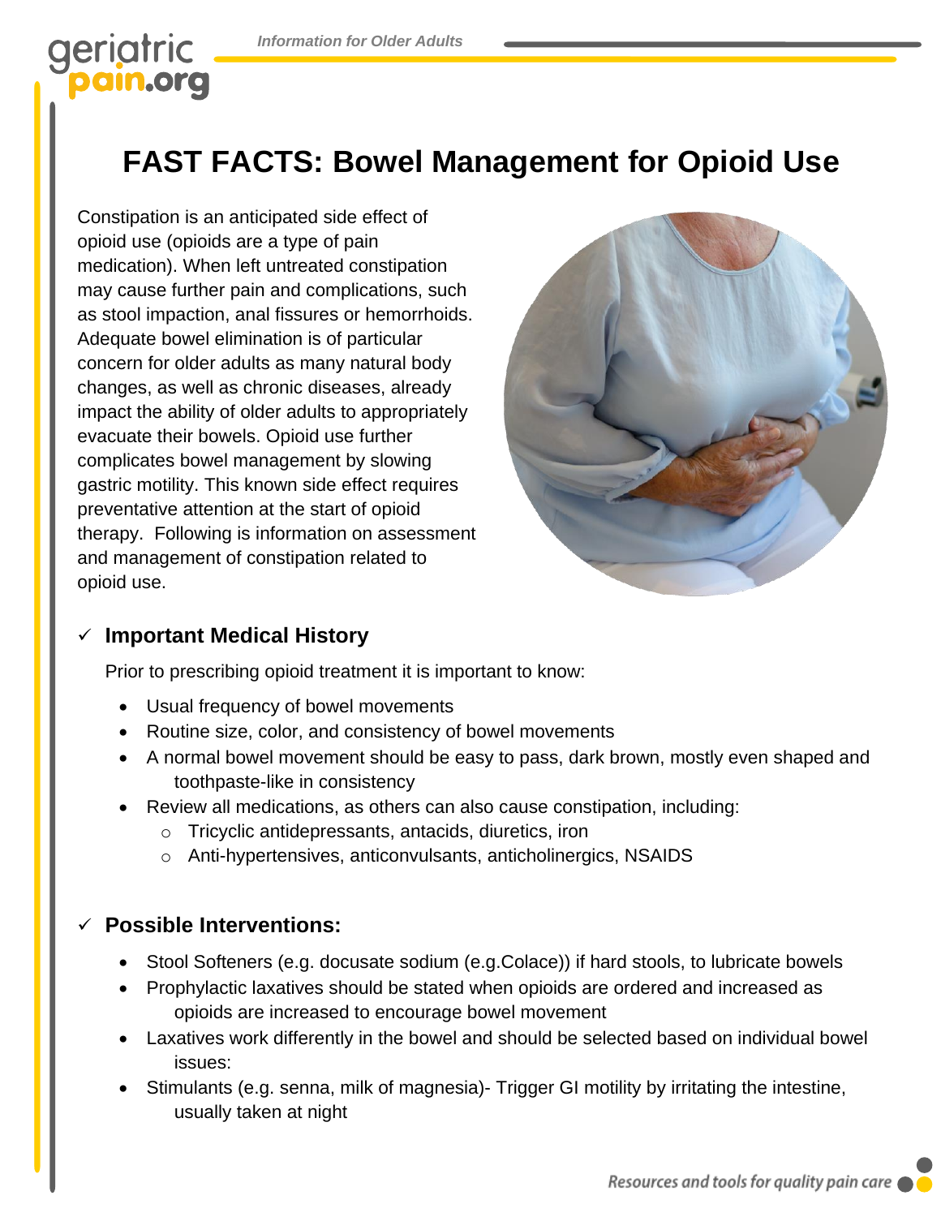# FAST FACTS: Bowel Management for Opioid Use

Constipation is an anticipated side effect of opioid use (opioids are a type of pain medication). When left untreated constipation may cause further pain and complications, such as stool impaction, anal fissures or hemorrhoids. Adequate bowel elimination is of particular concern for older adults as many natural body changes, as well as chronic diseases, already impact the ability of older adults to appropriately evacuate their bowels. Opioid use further complicates bowel management by slowing gastric motility. This known side effect requires preventative attention at the start of opioid therapy. Following is information on assessment and management of constipation related to opioid use.

## ✓ Important Medical History

Prior to prescribing opioid treatment it is important to know:

- Usual frequency of bowel movements
- Routine size, color, and consistency of bowel movements
- A normal bowel movement should be easy to pass, dark brown, mostly even shaped and toothpaste-like in consistency
- Review all medications, as others can also cause constipation, including:
  - Tricyclic antidepressants, antacids, diuretics, iron
  - Anti-hypertensives, anticonvulsants, anticholinergics, NSAIDS

## ✓ Possible Interventions:

- Stool Softeners (e.g. docusate sodium (e.g.Colace)) if hard stools, to lubricate bowels
- Prophylactic laxatives should be stated when opioids are ordered and increased as opioids are increased to encourage bowel movement
- Laxatives work differently in the bowel and should be selected based on individual bowel issues:
- Stimulants (e.g. senna, milk of magnesia)- Trigger GI motility by irritating the intestine, usually taken at night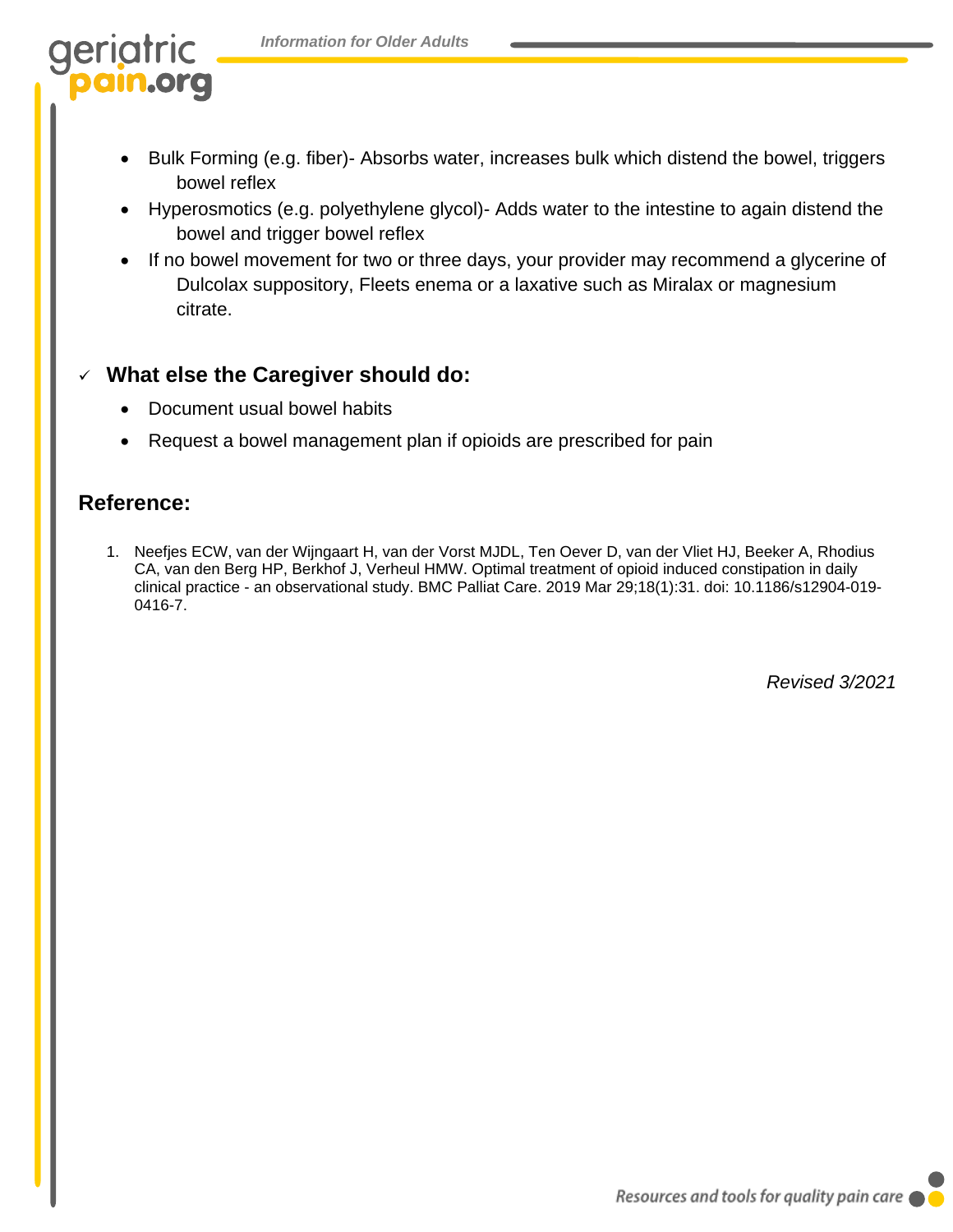- Bulk Forming (e.g. fiber)- Absorbs water, increases bulk which distend the bowel, triggers bowel reflex
- Hyperosmotics (e.g. polyethylene glycol)- Adds water to the intestine to again distend the bowel and trigger bowel reflex
- If no bowel movement for two or three days, your provider may recommend a glycerine of Dulcolax suppository, Fleets enema or a laxative such as Miralax or magnesium citrate.

## ✓ What else the Caregiver should do:

- Document usual bowel habits
- Request a bowel management plan if opioids are prescribed for pain

## Reference:

1. Neefjes ECW, van der Wijngaart H, van der Vorst MJDL, Ten Oever D, van der Vliet HJ, Beeker A, Rhodius CA, van den Berg HP, Berkhof J, Verheul HMW. Optimal treatment of opioid induced constipation in daily clinical practice - an observational study. BMC Palliat Care. 2019 Mar 29;18(1):31. doi: 10.1186/s12904-019-0416-7.

*Revised 3/2021*